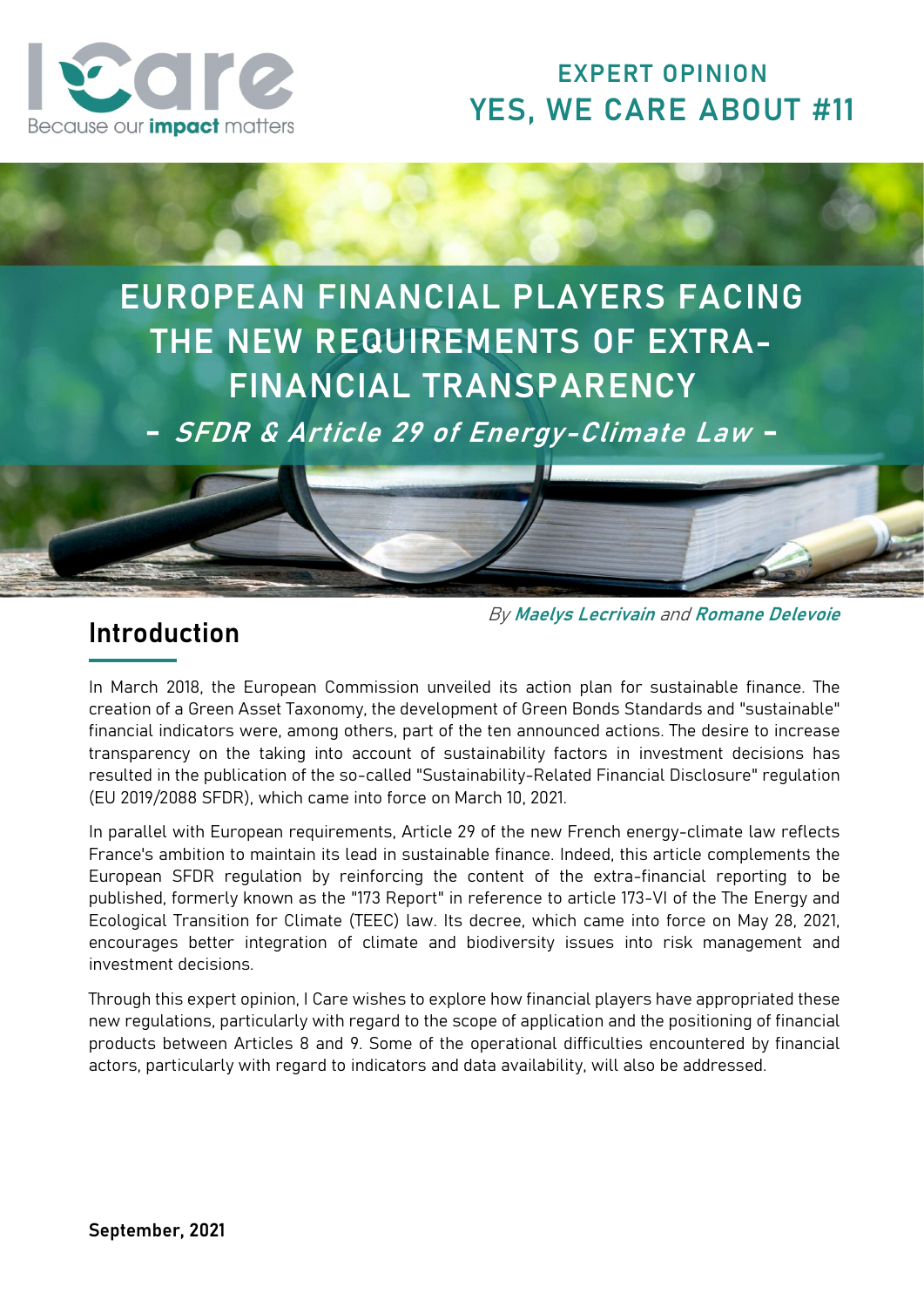I Care
Because our **impact** matters

**EXPERT OPINION**
**YES, WE CARE ABOUT #11**

# EUROPEAN FINANCIAL PLAYERS FACING THE NEW REQUIREMENTS OF EXTRA-FINANCIAL TRANSPARENCY

***- SFDR & Article 29 of Energy-Climate Law -***

*By* ***Maelys Lecrivain*** *and* ***Romane Delevoie***

## Introduction

In March 2018, the European Commission unveiled its action plan for sustainable finance. The creation of a Green Asset Taxonomy, the development of Green Bonds Standards and "sustainable" financial indicators were, among others, part of the ten announced actions. The desire to increase transparency on the taking into account of sustainability factors in investment decisions has resulted in the publication of the so-called "Sustainability-Related Financial Disclosure" regulation (EU 2019/2088 SFDR), which came into force on March 10, 2021.

In parallel with European requirements, Article 29 of the new French energy-climate law reflects France's ambition to maintain its lead in sustainable finance. Indeed, this article complements the European SFDR regulation by reinforcing the content of the extra-financial reporting to be published, formerly known as the "173 Report" in reference to article 173-VI of the The Energy and Ecological Transition for Climate (TEEC) law. Its decree, which came into force on May 28, 2021, encourages better integration of climate and biodiversity issues into risk management and investment decisions.

Through this expert opinion, I Care wishes to explore how financial players have appropriated these new regulations, particularly with regard to the scope of application and the positioning of financial products between Articles 8 and 9. Some of the operational difficulties encountered by financial actors, particularly with regard to indicators and data availability, will also be addressed.

**September, 2021**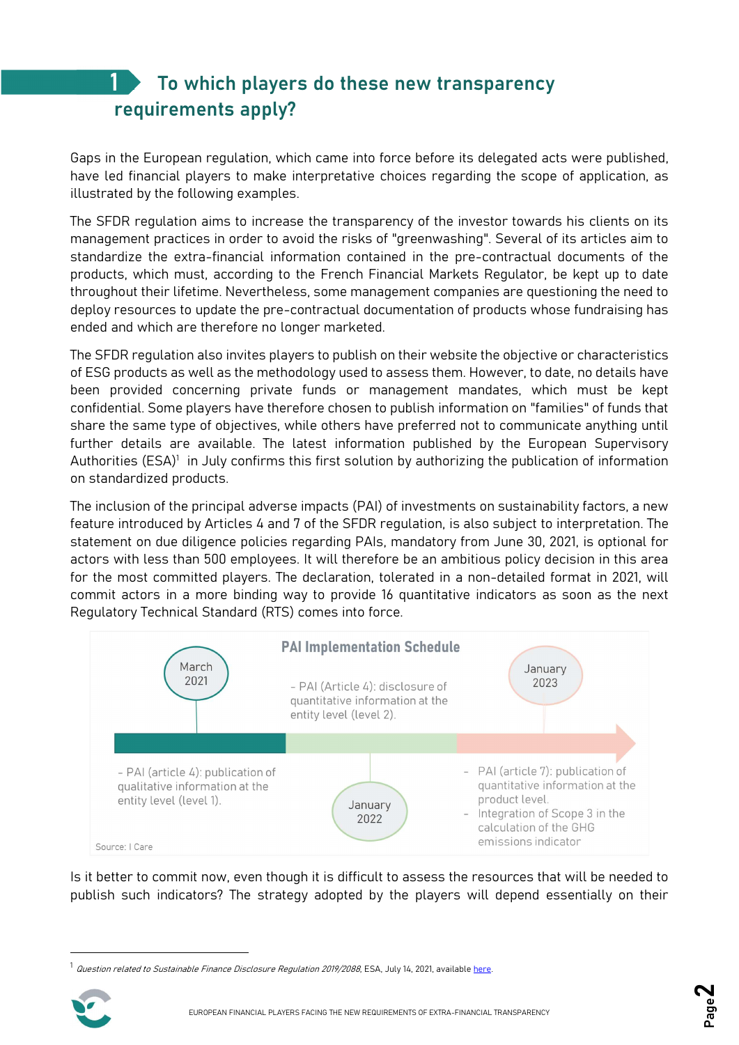## 1 To which players do these new transparency requirements apply?

Gaps in the European regulation, which came into force before its delegated acts were published, have led financial players to make interpretative choices regarding the scope of application, as illustrated by the following examples.

The SFDR regulation aims to increase the transparency of the investor towards his clients on its management practices in order to avoid the risks of "greenwashing". Several of its articles aim to standardize the extra-financial information contained in the pre-contractual documents of the products, which must, according to the French Financial Markets Regulator, be kept up to date throughout their lifetime. Nevertheless, some management companies are questioning the need to deploy resources to update the pre-contractual documentation of products whose fundraising has ended and which are therefore no longer marketed.

The SFDR regulation also invites players to publish on their website the objective or characteristics of ESG products as well as the methodology used to assess them. However, to date, no details have been provided concerning private funds or management mandates, which must be kept confidential. Some players have therefore chosen to publish information on "families" of funds that share the same type of objectives, while others have preferred not to communicate anything until further details are available. The latest information published by the European Supervisory Authorities (ESA)[1] in July confirms this first solution by authorizing the publication of information on standardized products.

The inclusion of the principal adverse impacts (PAI) of investments on sustainability factors, a new feature introduced by Articles 4 and 7 of the SFDR regulation, is also subject to interpretation. The statement on due diligence policies regarding PAIs, mandatory from June 30, 2021, is optional for actors with less than 500 employees. It will therefore be an ambitious policy decision in this area for the most committed players. The declaration, tolerated in a non-detailed format in 2021, will commit actors in a more binding way to provide 16 quantitative indicators as soon as the next Regulatory Technical Standard (RTS) comes into force.

**PAI Implementation Schedule**

- **March 2021**
  - PAI (article 4): publication of qualitative information at the entity level (level 1).
- **January 2022**
  - PAI (Article 4): disclosure of quantitative information at the entity level (level 2).
- **January 2023**
  - PAI (article 7): publication of quantitative information at the product level.
  - Integration of Scope 3 in the calculation of the GHG emissions indicator

Source: I Care

Is it better to commit now, even though it is difficult to assess the resources that will be needed to publish such indicators? The strategy adopted by the players will depend essentially on their

[1] *Question related to Sustainable Finance Disclosure Regulation 2019/2088*, ESA, July 14, 2021, available here.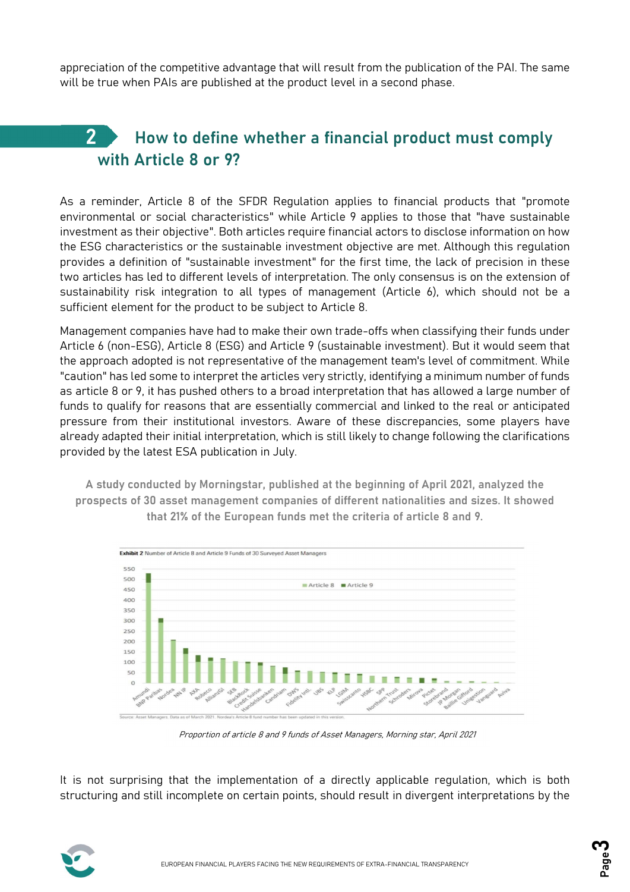appreciation of the competitive advantage that will result from the publication of the PAI. The same will be true when PAIs are published at the product level in a second phase.

## 2 How to define whether a financial product must comply with Article 8 or 9?

As a reminder, Article 8 of the SFDR Regulation applies to financial products that "promote environmental or social characteristics" while Article 9 applies to those that "have sustainable investment as their objective". Both articles require financial actors to disclose information on how the ESG characteristics or the sustainable investment objective are met. Although this regulation provides a definition of "sustainable investment" for the first time, the lack of precision in these two articles has led to different levels of interpretation. The only consensus is on the extension of sustainability risk integration to all types of management (Article 6), which should not be a sufficient element for the product to be subject to Article 8.

Management companies have had to make their own trade-offs when classifying their funds under Article 6 (non-ESG), Article 8 (ESG) and Article 9 (sustainable investment). But it would seem that the approach adopted is not representative of the management team's level of commitment. While "caution" has led some to interpret the articles very strictly, identifying a minimum number of funds as article 8 or 9, it has pushed others to a broad interpretation that has allowed a large number of funds to qualify for reasons that are essentially commercial and linked to the real or anticipated pressure from their institutional investors. Aware of these discrepancies, some players have already adapted their initial interpretation, which is still likely to change following the clarifications provided by the latest ESA publication in July.

**A study conducted by Morningstar, published at the beginning of April 2021, analyzed the prospects of 30 asset management companies of different nationalities and sizes. It showed that 21% of the European funds met the criteria of article 8 and 9.**

**Exhibit 2** Number of Article 8 and Article 9 Funds of 30 Surveyed Asset Managers

Source: Asset Managers. Data as of March 2021. Nordea's Article 8 fund number has been updated in this version.

*Proportion of article 8 and 9 funds of Asset Managers, Morning star, April 2021*

It is not surprising that the implementation of a directly applicable regulation, which is both structuring and still incomplete on certain points, should result in divergent interpretations by the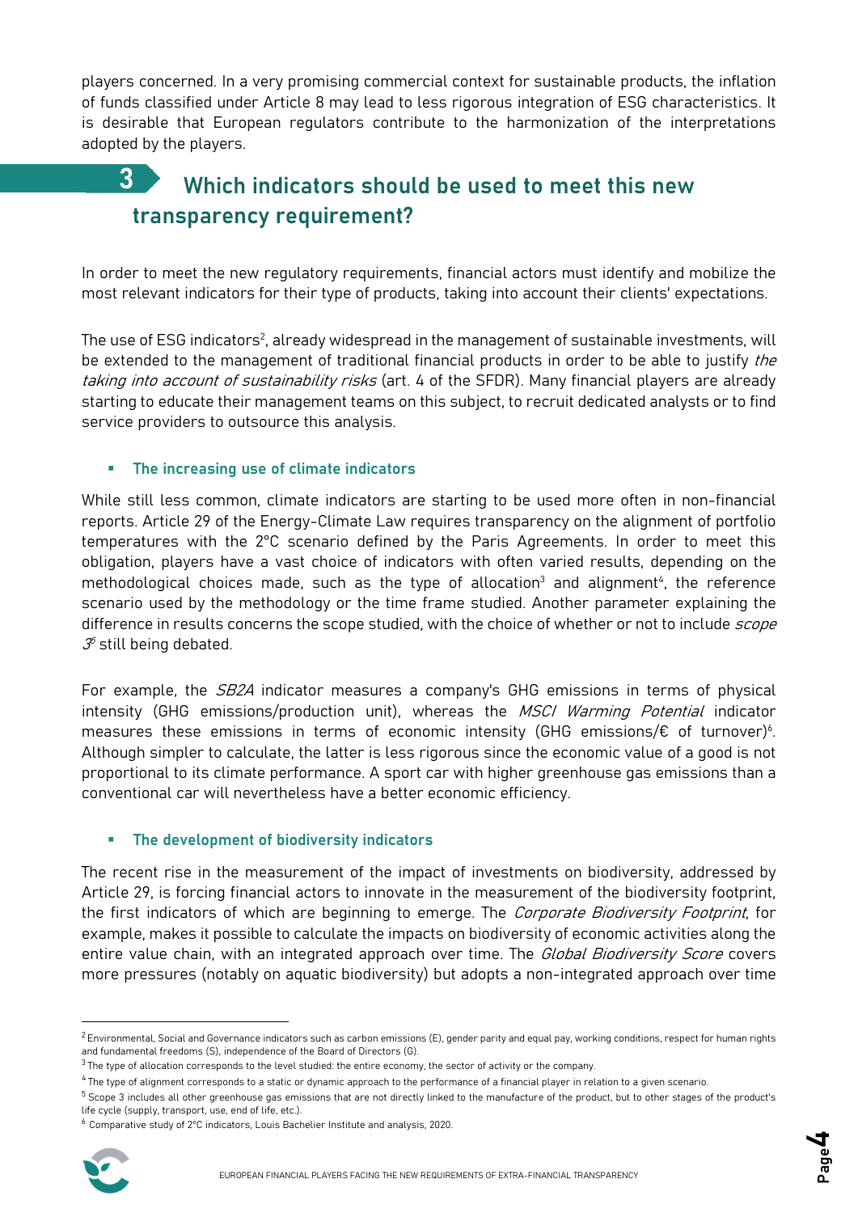players concerned. In a very promising commercial context for sustainable products, the inflation of funds classified under Article 8 may lead to less rigorous integration of ESG characteristics. It is desirable that European regulators contribute to the harmonization of the interpretations adopted by the players.

## 3 Which indicators should be used to meet this new transparency requirement?

In order to meet the new regulatory requirements, financial actors must identify and mobilize the most relevant indicators for their type of products, taking into account their clients' expectations.

The use of ESG indicators[2], already widespread in the management of sustainable investments, will be extended to the management of traditional financial products in order to be able to justify *the taking into account of sustainability risks* (art. 4 of the SFDR). Many financial players are already starting to educate their management teams on this subject, to recruit dedicated analysts or to find service providers to outsource this analysis.

- **The increasing use of climate indicators**

While still less common, climate indicators are starting to be used more often in non-financial reports. Article 29 of the Energy-Climate Law requires transparency on the alignment of portfolio temperatures with the 2°C scenario defined by the Paris Agreements. In order to meet this obligation, players have a vast choice of indicators with often varied results, depending on the methodological choices made, such as the type of allocation[3] and alignment[4], the reference scenario used by the methodology or the time frame studied. Another parameter explaining the difference in results concerns the scope studied, with the choice of whether or not to include *scope 3*[5] still being debated.

For example, the *SB2A* indicator measures a company's GHG emissions in terms of physical intensity (GHG emissions/production unit), whereas the *MSCI Warming Potential* indicator measures these emissions in terms of economic intensity (GHG emissions/€ of turnover)[6]. Although simpler to calculate, the latter is less rigorous since the economic value of a good is not proportional to its climate performance. A sport car with higher greenhouse gas emissions than a conventional car will nevertheless have a better economic efficiency.

- **The development of biodiversity indicators**

The recent rise in the measurement of the impact of investments on biodiversity, addressed by Article 29, is forcing financial actors to innovate in the measurement of the biodiversity footprint, the first indicators of which are beginning to emerge. The *Corporate Biodiversity Footprint*, for example, makes it possible to calculate the impacts on biodiversity of economic activities along the entire value chain, with an integrated approach over time. The *Global Biodiversity Score* covers more pressures (notably on aquatic biodiversity) but adopts a non-integrated approach over time

---

[2] Environmental, Social and Governance indicators such as carbon emissions (E), gender parity and equal pay, working conditions, respect for human rights and fundamental freedoms (S), independence of the Board of Directors (G).

[3] The type of allocation corresponds to the level studied: the entire economy, the sector of activity or the company.

[4] The type of alignment corresponds to a static or dynamic approach to the performance of a financial player in relation to a given scenario.

[5] Scope 3 includes all other greenhouse gas emissions that are not directly linked to the manufacture of the product, but to other stages of the product's life cycle (supply, transport, use, end of life, etc.).

[6] Comparative study of 2°C indicators, Louis Bachelier Institute and analysis, 2020.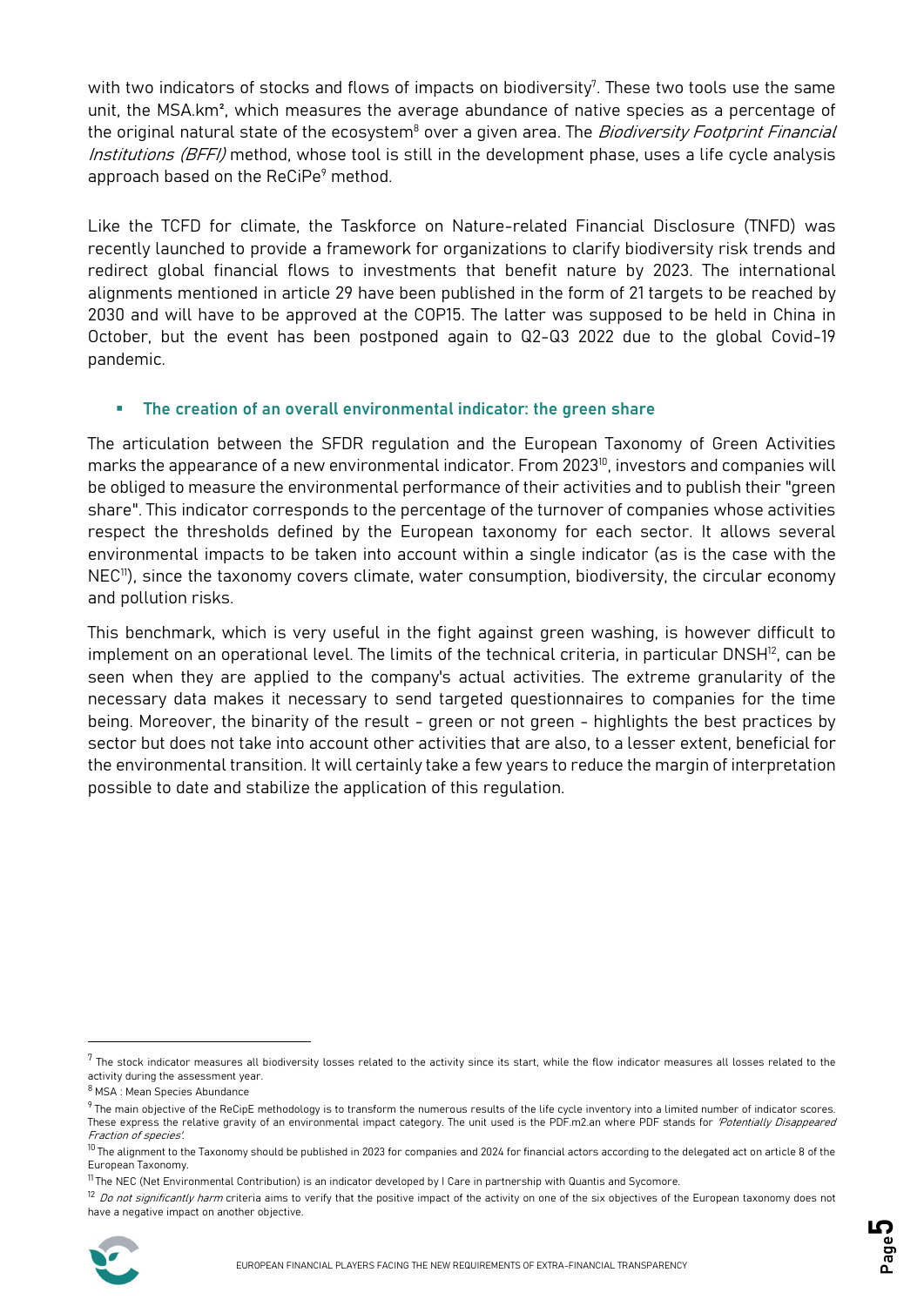with two indicators of stocks and flows of impacts on biodiversity[7]. These two tools use the same unit, the MSA.km², which measures the average abundance of native species as a percentage of the original natural state of the ecosystem[8] over a given area. The *Biodiversity Footprint Financial Institutions (BFFI)* method, whose tool is still in the development phase, uses a life cycle analysis approach based on the ReCiPe[9] method.

Like the TCFD for climate, the Taskforce on Nature-related Financial Disclosure (TNFD) was recently launched to provide a framework for organizations to clarify biodiversity risk trends and redirect global financial flows to investments that benefit nature by 2023. The international alignments mentioned in article 29 have been published in the form of 21 targets to be reached by 2030 and will have to be approved at the COP15. The latter was supposed to be held in China in October, but the event has been postponed again to Q2-Q3 2022 due to the global Covid-19 pandemic.

- **The creation of an overall environmental indicator: the green share**

The articulation between the SFDR regulation and the European Taxonomy of Green Activities marks the appearance of a new environmental indicator. From 2023[10], investors and companies will be obliged to measure the environmental performance of their activities and to publish their "green share". This indicator corresponds to the percentage of the turnover of companies whose activities respect the thresholds defined by the European taxonomy for each sector. It allows several environmental impacts to be taken into account within a single indicator (as is the case with the NEC[11]), since the taxonomy covers climate, water consumption, biodiversity, the circular economy and pollution risks.

This benchmark, which is very useful in the fight against green washing, is however difficult to implement on an operational level. The limits of the technical criteria, in particular DNSH[12], can be seen when they are applied to the company's actual activities. The extreme granularity of the necessary data makes it necessary to send targeted questionnaires to companies for the time being. Moreover, the binarity of the result - green or not green - highlights the best practices by sector but does not take into account other activities that are also, to a lesser extent, beneficial for the environmental transition. It will certainly take a few years to reduce the margin of interpretation possible to date and stabilize the application of this regulation.

---

[7] The stock indicator measures all biodiversity losses related to the activity since its start, while the flow indicator measures all losses related to the activity during the assessment year.

[8] MSA : Mean Species Abundance

[9] The main objective of the ReCipE methodology is to transform the numerous results of the life cycle inventory into a limited number of indicator scores. These express the relative gravity of an environmental impact category. The unit used is the PDF.m2.an where PDF stands for *'Potentially Disappeared Fraction of species'.*

[10] The alignment to the Taxonomy should be published in 2023 for companies and 2024 for financial actors according to the delegated act on article 8 of the European Taxonomy.

[11] The NEC (Net Environmental Contribution) is an indicator developed by I Care in partnership with Quantis and Sycomore.

[12] *Do not significantly harm* criteria aims to verify that the positive impact of the activity on one of the six objectives of the European taxonomy does not have a negative impact on another objective.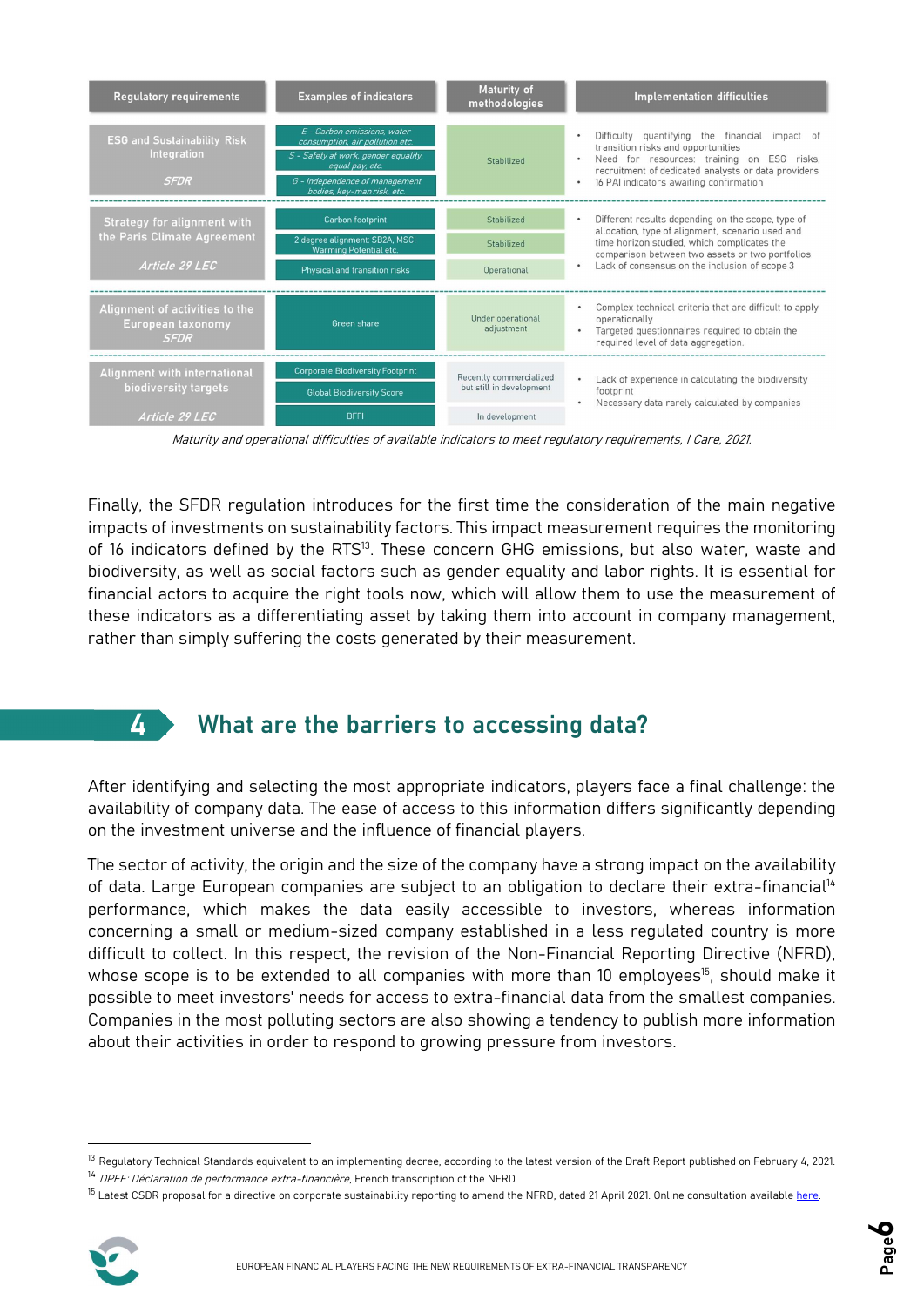| Regulatory requirements | Examples of indicators | Maturity of methodologies | Implementation difficulties |
|---|---|---|---|
| ESG and Sustainability Risk Integration *SFDR* | *E - Carbon emissions, water consumption, air pollution etc.* | Stabilized | • Difficulty quantifying the financial impact of transition risks and opportunities • Need for resources: training on ESG risks, recruitment of dedicated analysts or data providers • 16 PAI indicators awaiting confirmation |
| | *S - Safety at work, gender equality, equal pay, etc.* | | |
| | *G - Independence of management bodies, key-man risk, etc.* | | |
| Strategy for alignment with the Paris Climate Agreement *Article 29 LEC* | Carbon footprint | Stabilized | • Different results depending on the scope, type of allocation, type of alignment, scenario used and time horizon studied, which complicates the comparison between two assets or two portfolios • Lack of consensus on the inclusion of scope 3 |
| | 2 degree alignment: SB2A, MSCI Warming Potential etc. | Stabilized | |
| | Physical and transition risks | Operational | |
| Alignment of activities to the European taxonomy *SFDR* | Green share | Under operational adjustment | • Complex technical criteria that are difficult to apply operationally • Targeted questionnaires required to obtain the required level of data aggregation. |
| Alignment with international biodiversity targets *Article 29 LEC* | Corporate Biodiversity Footprint | Recently commercialized but still in development | • Lack of experience in calculating the biodiversity footprint • Necessary data rarely calculated by companies |
| | Global Biodiversity Score | | |
| | BFFI | In development | |

*Maturity and operational difficulties of available indicators to meet regulatory requirements, I Care, 2021.*

Finally, the SFDR regulation introduces for the first time the consideration of the main negative impacts of investments on sustainability factors. This impact measurement requires the monitoring of 16 indicators defined by the RTS[13]. These concern GHG emissions, but also water, waste and biodiversity, as well as social factors such as gender equality and labor rights. It is essential for financial actors to acquire the right tools now, which will allow them to use the measurement of these indicators as a differentiating asset by taking them into account in company management, rather than simply suffering the costs generated by their measurement.

## 4 What are the barriers to accessing data?

After identifying and selecting the most appropriate indicators, players face a final challenge: the availability of company data. The ease of access to this information differs significantly depending on the investment universe and the influence of financial players.

The sector of activity, the origin and the size of the company have a strong impact on the availability of data. Large European companies are subject to an obligation to declare their extra-financial[14] performance, which makes the data easily accessible to investors, whereas information concerning a small or medium-sized company established in a less regulated country is more difficult to collect. In this respect, the revision of the Non-Financial Reporting Directive (NFRD), whose scope is to be extended to all companies with more than 10 employees[15], should make it possible to meet investors' needs for access to extra-financial data from the smallest companies. Companies in the most polluting sectors are also showing a tendency to publish more information about their activities in order to respond to growing pressure from investors.

---

[13] Regulatory Technical Standards equivalent to an implementing decree, according to the latest version of the Draft Report published on February 4, 2021.

[14] *DPEF: Déclaration de performance extra-financière*, French transcription of the NFRD.

[15] Latest CSDR proposal for a directive on corporate sustainability reporting to amend the NFRD, dated 21 April 2021. Online consultation available here.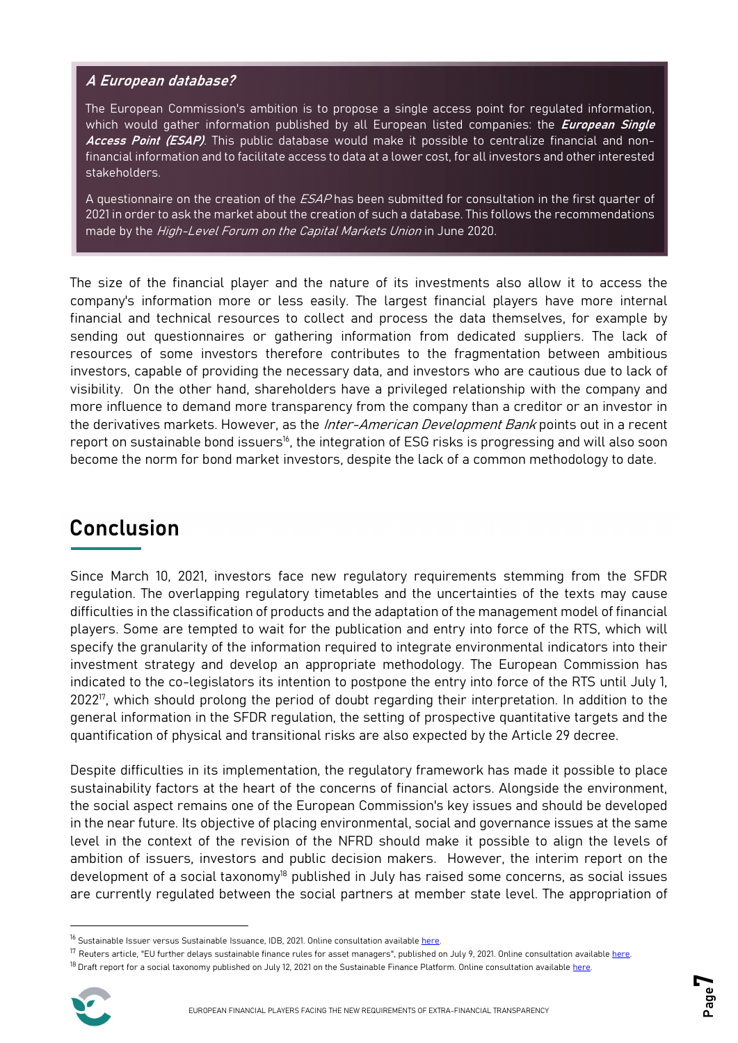### *A European database?*

The European Commission's ambition is to propose a single access point for regulated information, which would gather information published by all European listed companies: the ***European Single Access Point (ESAP)***. This public database would make it possible to centralize financial and non-financial information and to facilitate access to data at a lower cost, for all investors and other interested stakeholders.

A questionnaire on the creation of the *ESAP* has been submitted for consultation in the first quarter of 2021 in order to ask the market about the creation of such a database. This follows the recommendations made by the *High-Level Forum on the Capital Markets Union* in June 2020.

The size of the financial player and the nature of its investments also allow it to access the company's information more or less easily. The largest financial players have more internal financial and technical resources to collect and process the data themselves, for example by sending out questionnaires or gathering information from dedicated suppliers. The lack of resources of some investors therefore contributes to the fragmentation between ambitious investors, capable of providing the necessary data, and investors who are cautious due to lack of visibility. On the other hand, shareholders have a privileged relationship with the company and more influence to demand more transparency from the company than a creditor or an investor in the derivatives markets. However, as the *Inter-American Development Bank* points out in a recent report on sustainable bond issuers[16], the integration of ESG risks is progressing and will also soon become the norm for bond market investors, despite the lack of a common methodology to date.

## Conclusion

Since March 10, 2021, investors face new regulatory requirements stemming from the SFDR regulation. The overlapping regulatory timetables and the uncertainties of the texts may cause difficulties in the classification of products and the adaptation of the management model of financial players. Some are tempted to wait for the publication and entry into force of the RTS, which will specify the granularity of the information required to integrate environmental indicators into their investment strategy and develop an appropriate methodology. The European Commission has indicated to the co-legislators its intention to postpone the entry into force of the RTS until July 1, 2022[17], which should prolong the period of doubt regarding their interpretation. In addition to the general information in the SFDR regulation, the setting of prospective quantitative targets and the quantification of physical and transitional risks are also expected by the Article 29 decree.

Despite difficulties in its implementation, the regulatory framework has made it possible to place sustainability factors at the heart of the concerns of financial actors. Alongside the environment, the social aspect remains one of the European Commission's key issues and should be developed in the near future. Its objective of placing environmental, social and governance issues at the same level in the context of the revision of the NFRD should make it possible to align the levels of ambition of issuers, investors and public decision makers. However, the interim report on the development of a social taxonomy[18] published in July has raised some concerns, as social issues are currently regulated between the social partners at member state level. The appropriation of

---

[16] Sustainable Issuer versus Sustainable Issuance, IDB, 2021. Online consultation available here.

[17] Reuters article, "EU further delays sustainable finance rules for asset managers", published on July 9, 2021. Online consultation available here.

[18] Draft report for a social taxonomy published on July 12, 2021 on the Sustainable Finance Platform. Online consultation available here.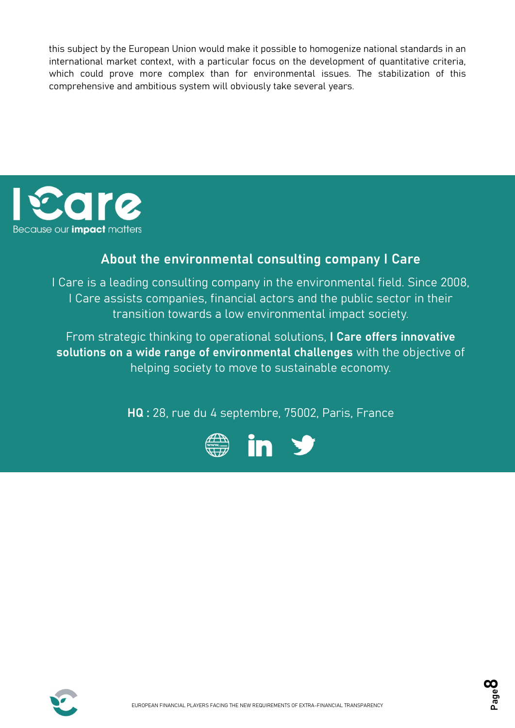this subject by the European Union would make it possible to homogenize national standards in an international market context, with a particular focus on the development of quantitative criteria, which could prove more complex than for environmental issues. The stabilization of this comprehensive and ambitious system will obviously take several years.

I Care
Because our **impact** matters

## About the environmental consulting company I Care

I Care is a leading consulting company in the environmental field. Since 2008, I Care assists companies, financial actors and the public sector in their transition towards a low environmental impact society.

From strategic thinking to operational solutions, **I Care offers innovative solutions on a wide range of environmental challenges** with the objective of helping society to move to sustainable economy.

**HQ :** 28, rue du 4 septembre, 75002, Paris, France